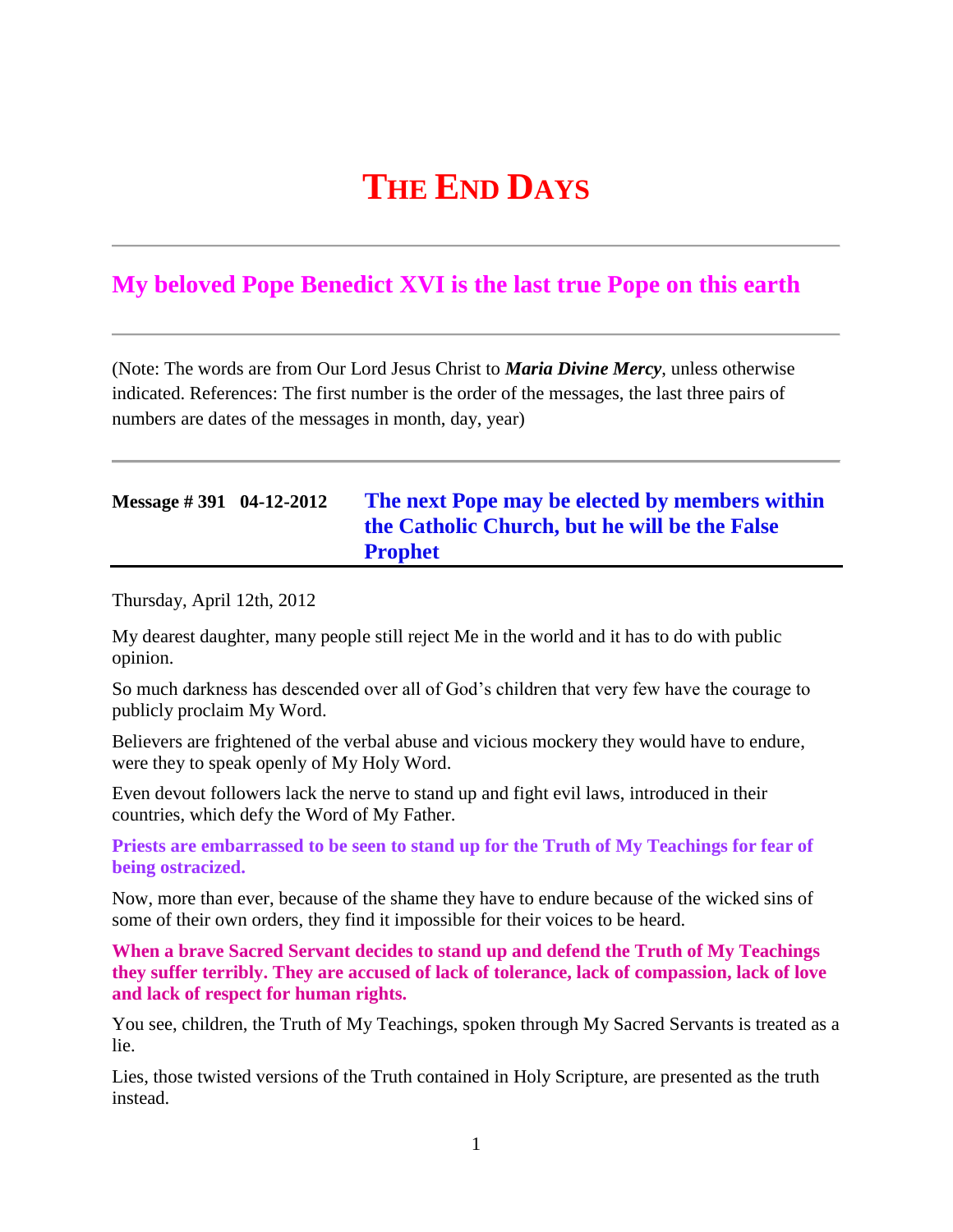# THE END DAYS

## My beloved Pope Benedict XVI is the last true Pope on this earth

(Note: The words are from Our Lord Jesus Christ to ***Maria Divine Mercy***, unless otherwise indicated. References: The first number is the order of the messages, the last three pairs of numbers are dates of the messages in month, day, year)

### Message # 391 04-12-2012 — The next Pope may be elected by members within the Catholic Church, but he will be the False Prophet

Thursday, April 12th, 2012

My dearest daughter, many people still reject Me in the world and it has to do with public opinion.

So much darkness has descended over all of God's children that very few have the courage to publicly proclaim My Word.

Believers are frightened of the verbal abuse and vicious mockery they would have to endure, were they to speak openly of My Holy Word.

Even devout followers lack the nerve to stand up and fight evil laws, introduced in their countries, which defy the Word of My Father.

**Priests are embarrassed to be seen to stand up for the Truth of My Teachings for fear of being ostracized.**

Now, more than ever, because of the shame they have to endure because of the wicked sins of some of their own orders, they find it impossible for their voices to be heard.

**When a brave Sacred Servant decides to stand up and defend the Truth of My Teachings they suffer terribly. They are accused of lack of tolerance, lack of compassion, lack of love and lack of respect for human rights.**

You see, children, the Truth of My Teachings, spoken through My Sacred Servants is treated as a lie.

Lies, those twisted versions of the Truth contained in Holy Scripture, are presented as the truth instead.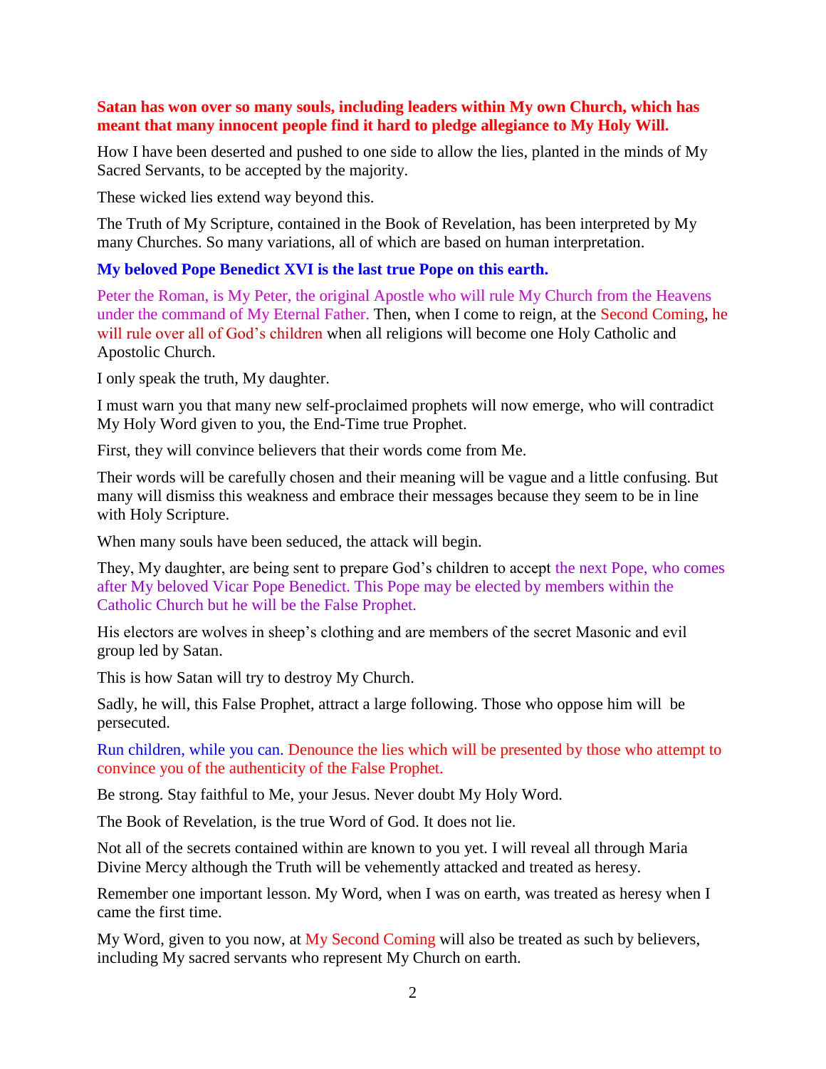**Satan has won over so many souls, including leaders within My own Church, which has meant that many innocent people find it hard to pledge allegiance to My Holy Will.**

How I have been deserted and pushed to one side to allow the lies, planted in the minds of My Sacred Servants, to be accepted by the majority.

These wicked lies extend way beyond this.

The Truth of My Scripture, contained in the Book of Revelation, has been interpreted by My many Churches. So many variations, all of which are based on human interpretation.

**My beloved Pope Benedict XVI is the last true Pope on this earth.**

Peter the Roman, is My Peter, the original Apostle who will rule My Church from the Heavens under the command of My Eternal Father. Then, when I come to reign, at the Second Coming, he will rule over all of God's children when all religions will become one Holy Catholic and Apostolic Church.

I only speak the truth, My daughter.

I must warn you that many new self-proclaimed prophets will now emerge, who will contradict My Holy Word given to you, the End-Time true Prophet.

First, they will convince believers that their words come from Me.

Their words will be carefully chosen and their meaning will be vague and a little confusing. But many will dismiss this weakness and embrace their messages because they seem to be in line with Holy Scripture.

When many souls have been seduced, the attack will begin.

They, My daughter, are being sent to prepare God's children to accept the next Pope, who comes after My beloved Vicar Pope Benedict. This Pope may be elected by members within the Catholic Church but he will be the False Prophet.

His electors are wolves in sheep's clothing and are members of the secret Masonic and evil group led by Satan.

This is how Satan will try to destroy My Church.

Sadly, he will, this False Prophet, attract a large following. Those who oppose him will be persecuted.

Run children, while you can. Denounce the lies which will be presented by those who attempt to convince you of the authenticity of the False Prophet.

Be strong. Stay faithful to Me, your Jesus. Never doubt My Holy Word.

The Book of Revelation, is the true Word of God. It does not lie.

Not all of the secrets contained within are known to you yet. I will reveal all through Maria Divine Mercy although the Truth will be vehemently attacked and treated as heresy.

Remember one important lesson. My Word, when I was on earth, was treated as heresy when I came the first time.

My Word, given to you now, at My Second Coming will also be treated as such by believers, including My sacred servants who represent My Church on earth.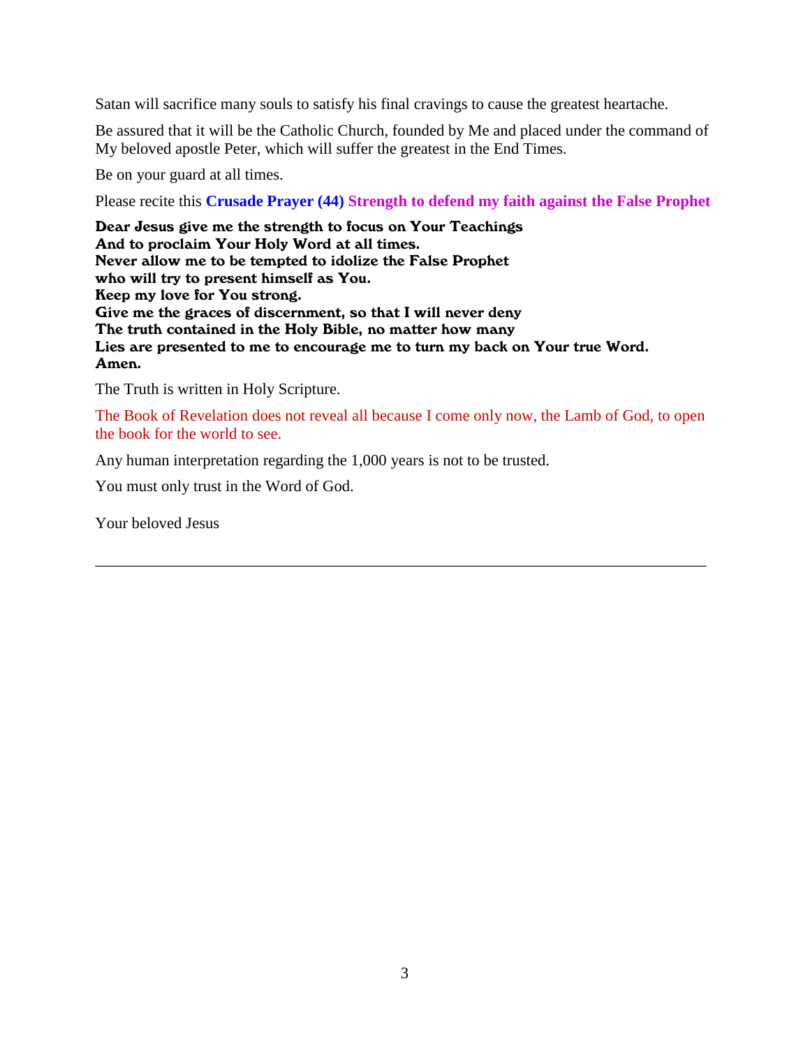Satan will sacrifice many souls to satisfy his final cravings to cause the greatest heartache.

Be assured that it will be the Catholic Church, founded by Me and placed under the command of My beloved apostle Peter, which will suffer the greatest in the End Times.

Be on your guard at all times.

Please recite this **Crusade Prayer (44) Strength to defend my faith against the False Prophet**

**Dear Jesus give me the strength to focus on Your Teachings**
**And to proclaim Your Holy Word at all times.**
**Never allow me to be tempted to idolize the False Prophet**
**who will try to present himself as You.**
**Keep my love for You strong.**
**Give me the graces of discernment, so that I will never deny**
**The truth contained in the Holy Bible, no matter how many**
**Lies are presented to me to encourage me to turn my back on Your true Word.**
**Amen.**

The Truth is written in Holy Scripture.

The Book of Revelation does not reveal all because I come only now, the Lamb of God, to open the book for the world to see.

Any human interpretation regarding the 1,000 years is not to be trusted.

You must only trust in the Word of God.

Your beloved Jesus

---